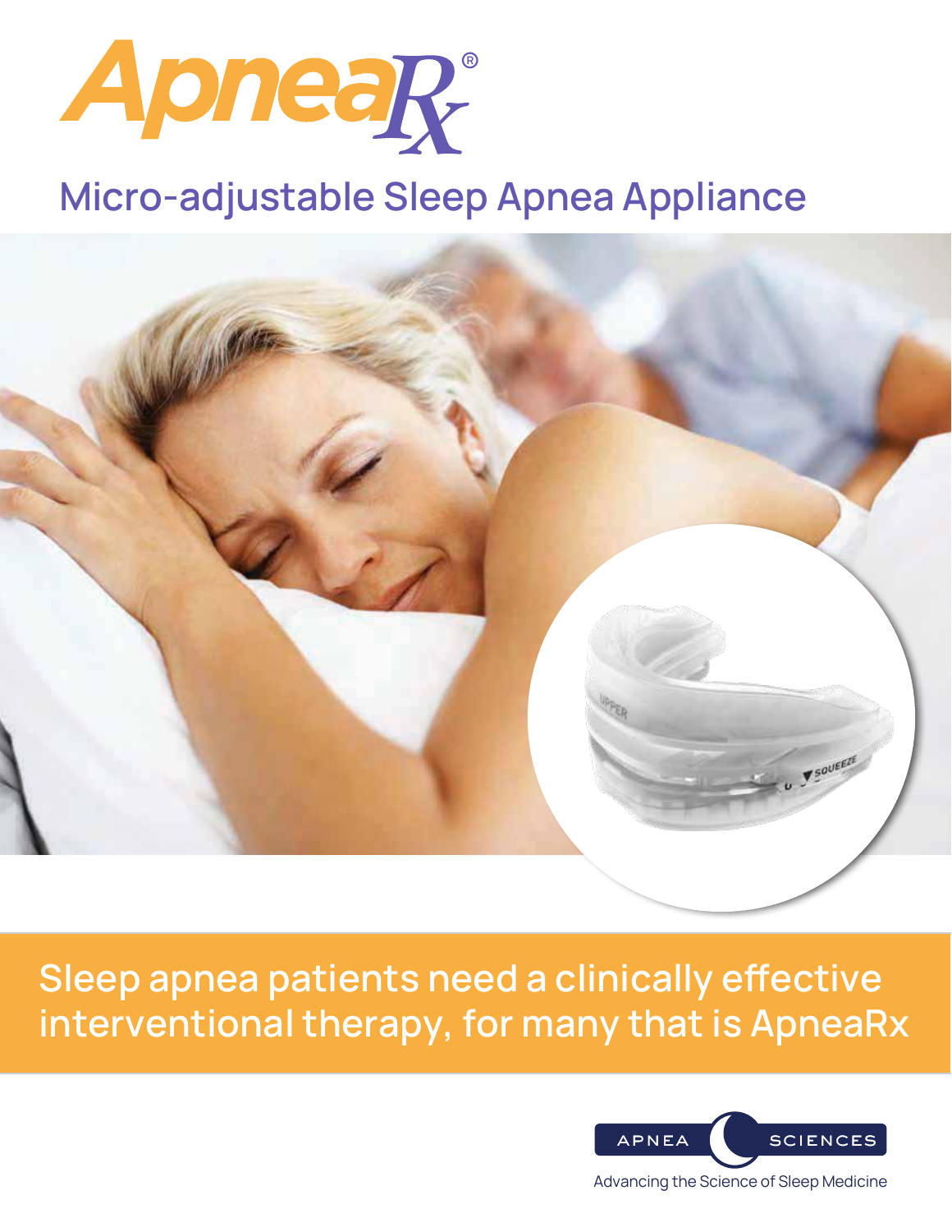# ApneaRx®

## Micro-adjustable Sleep Apnea Appliance

**Sleep apnea patients need a clinically effective interventional therapy, for many that is ApneaRx**

APNEA SCIENCES

Advancing the Science of Sleep Medicine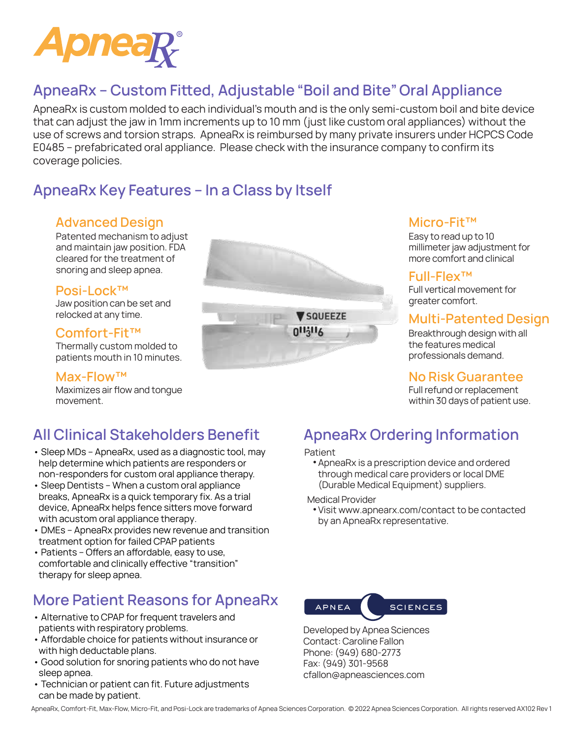# ApneaRx®

## ApneaRx – Custom Fitted, Adjustable "Boil and Bite" Oral Appliance

ApneaRx is custom molded to each individual's mouth and is the only semi-custom boil and bite device that can adjust the jaw in 1mm increments up to 10 mm (just like custom oral appliances) without the use of screws and torsion straps. ApneaRx is reimbursed by many private insurers under HCPCS Code E0485 – prefabricated oral appliance. Please check with the insurance company to confirm its coverage policies.

## ApneaRx Key Features – In a Class by Itself

### Advanced Design
Patented mechanism to adjust and maintain jaw position. FDA cleared for the treatment of snoring and sleep apnea.

### Posi-Lock™
Jaw position can be set and relocked at any time.

### Comfort-Fit™
Thermally custom molded to patients mouth in 10 minutes.

### Max-Flow™
Maximizes air flow and tongue movement.

▼SQUEEZE

### Micro-Fit™
Easy to read up to 10 millimeter jaw adjustment for more comfort and clinical

### Full-Flex™
Full vertical movement for greater comfort.

### Multi-Patented Design
Breakthrough design with all the features medical professionals demand.

### No Risk Guarantee
Full refund or replacement within 30 days of patient use.

## All Clinical Stakeholders Benefit

- Sleep MDs – ApneaRx, used as a diagnostic tool, may help determine which patients are responders or non-responders for custom oral appliance therapy.
- Sleep Dentists – When a custom oral appliance breaks, ApneaRx is a quick temporary fix. As a trial device, ApneaRx helps fence sitters move forward with acustom oral appliance therapy.
- DMEs – ApneaRx provides new revenue and transition treatment option for failed CPAP patients
- Patients – Offers an affordable, easy to use, comfortable and clinically effective "transition" therapy for sleep apnea.

## More Patient Reasons for ApneaRx

- Alternative to CPAP for frequent travelers and patients with respiratory problems.
- Affordable choice for patients without insurance or with high deductable plans.
- Good solution for snoring patients who do not have sleep apnea.
- Technician or patient can fit. Future adjustments can be made by patient.

## ApneaRx Ordering Information

Patient

- ApneaRx is a prescription device and ordered through medical care providers or local DME (Durable Medical Equipment) suppliers.

Medical Provider

- Visit www.apnearx.com/contact to be contacted by an ApneaRx representative.

APNEA SCIENCES

Developed by Apnea Sciences
Contact: Caroline Fallon
Phone: (949) 680-2773
Fax: (949) 301-9568
cfallon@apneasciences.com

ApneaRx, Comfort-Fit, Max-Flow, Micro-Fit, and Posi-Lock are trademarks of Apnea Sciences Corporation. © 2022 Apnea Sciences Corporation. All rights reserved AX102 Rev 1